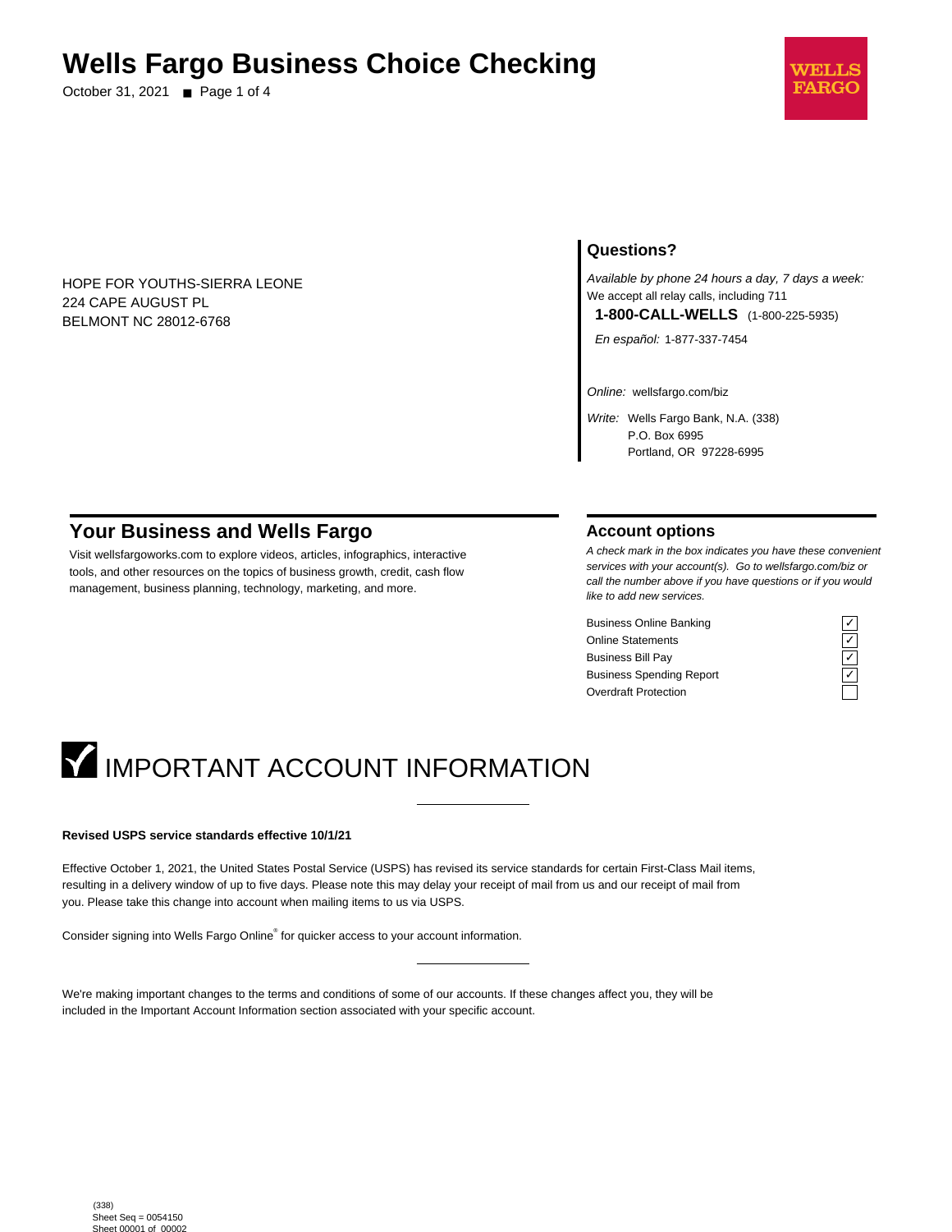# Wells Fargo Business Choice Checking

October 31, 2021

WELLS FARGO

HOPE FOR YOUTHS-SIERRA LEONE
224 CAPE AUGUST PL
BELMONT NC 28012-6768

## Questions?

*Available by phone 24 hours a day, 7 days a week:*
We accept all relay calls, including 711

**1-800-CALL-WELLS** (1-800-225-5935)

*En español:* 1-877-337-7454

*Online:* wellsfargo.com/biz

*Write:* Wells Fargo Bank, N.A. (338)
P.O. Box 6995
Portland, OR 97228-6995

## Your Business and Wells Fargo

Visit wellsfargoworks.com to explore videos, articles, infographics, interactive tools, and other resources on the topics of business growth, credit, cash flow management, business planning, technology, marketing, and more.

## Account options

*A check mark in the box indicates you have these convenient services with your account(s). Go to wellsfargo.com/biz or call the number above if you have questions or if you would like to add new services.*

| Service | |
|---|---|
| Business Online Banking | ✓ |
| Online Statements | ✓ |
| Business Bill Pay | ✓ |
| Business Spending Report | ✓ |
| Overdraft Protection | |

# IMPORTANT ACCOUNT INFORMATION

**Revised USPS service standards effective 10/1/21**

Effective October 1, 2021, the United States Postal Service (USPS) has revised its service standards for certain First-Class Mail items, resulting in a delivery window of up to five days. Please note this may delay your receipt of mail from us and our receipt of mail from you. Please take this change into account when mailing items to us via USPS.

Consider signing into Wells Fargo Online® for quicker access to your account information.

We're making important changes to the terms and conditions of some of our accounts. If these changes affect you, they will be included in the Important Account Information section associated with your specific account.

(338)
Sheet Seq = 0054150
Sheet 00001 of 00002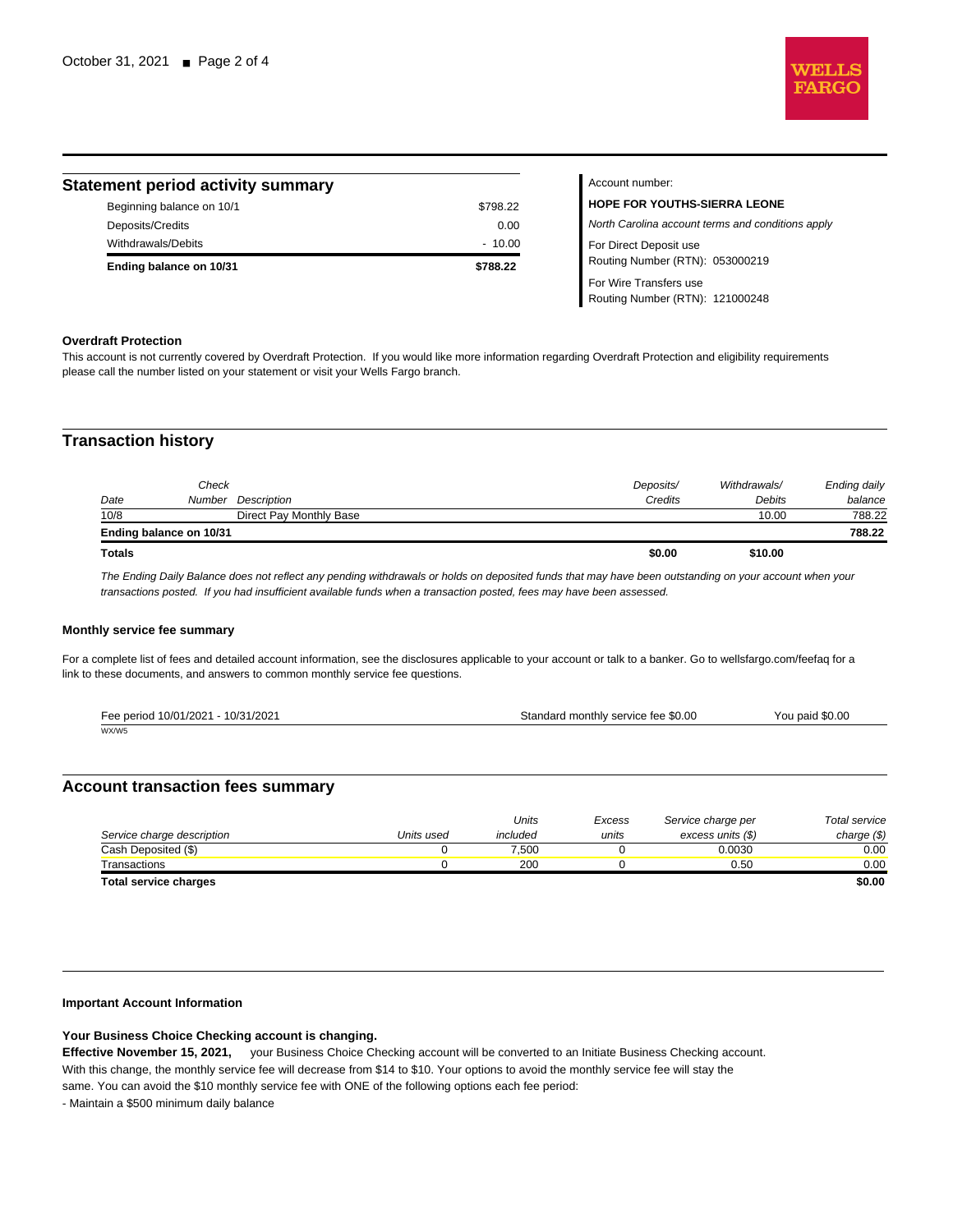## Statement period activity summary

| | |
|---|---|
| Beginning balance on 10/1 | $798.22 |
| Deposits/Credits | 0.00 |
| Withdrawals/Debits | - 10.00 |
| **Ending balance on 10/31** | **$788.22** |

Account number:

**HOPE FOR YOUTHS-SIERRA LEONE**

*North Carolina account terms and conditions apply*

For Direct Deposit use
Routing Number (RTN): 053000219

For Wire Transfers use
Routing Number (RTN): 121000248

**Overdraft Protection**

This account is not currently covered by Overdraft Protection. If you would like more information regarding Overdraft Protection and eligibility requirements please call the number listed on your statement or visit your Wells Fargo branch.

## Transaction history

| Date | Check Number | Description | Deposits/ Credits | Withdrawals/ Debits | Ending daily balance |
|---|---|---|---|---|---|
| 10/8 | | Direct Pay Monthly Base | | 10.00 | 788.22 |
| **Ending balance on 10/31** | | | | | **788.22** |
| **Totals** | | | **$0.00** | **$10.00** | |

*The Ending Daily Balance does not reflect any pending withdrawals or holds on deposited funds that may have been outstanding on your account when your transactions posted. If you had insufficient available funds when a transaction posted, fees may have been assessed.*

**Monthly service fee summary**

For a complete list of fees and detailed account information, see the disclosures applicable to your account or talk to a banker. Go to wellsfargo.com/feefaq for a link to these documents, and answers to common monthly service fee questions.

| Fee period 10/01/2021 - 10/31/2021 | Standard monthly service fee $0.00 | You paid $0.00 |
|---|---|---|

WX/W5

## Account transaction fees summary

| Service charge description | Units used | Units included | Excess units | Service charge per excess units ($) | Total service charge ($) |
|---|---|---|---|---|---|
| Cash Deposited ($) | 0 | 7,500 | 0 | 0.0030 | 0.00 |
| Transactions | 0 | 200 | 0 | 0.50 | 0.00 |
| **Total service charges** | | | | | **$0.00** |

**Important Account Information**

**Your Business Choice Checking account is changing.**

**Effective November 15, 2021,** your Business Choice Checking account will be converted to an Initiate Business Checking account. With this change, the monthly service fee will decrease from $14 to $10. Your options to avoid the monthly service fee will stay the same. You can avoid the $10 monthly service fee with ONE of the following options each fee period:

- Maintain a $500 minimum daily balance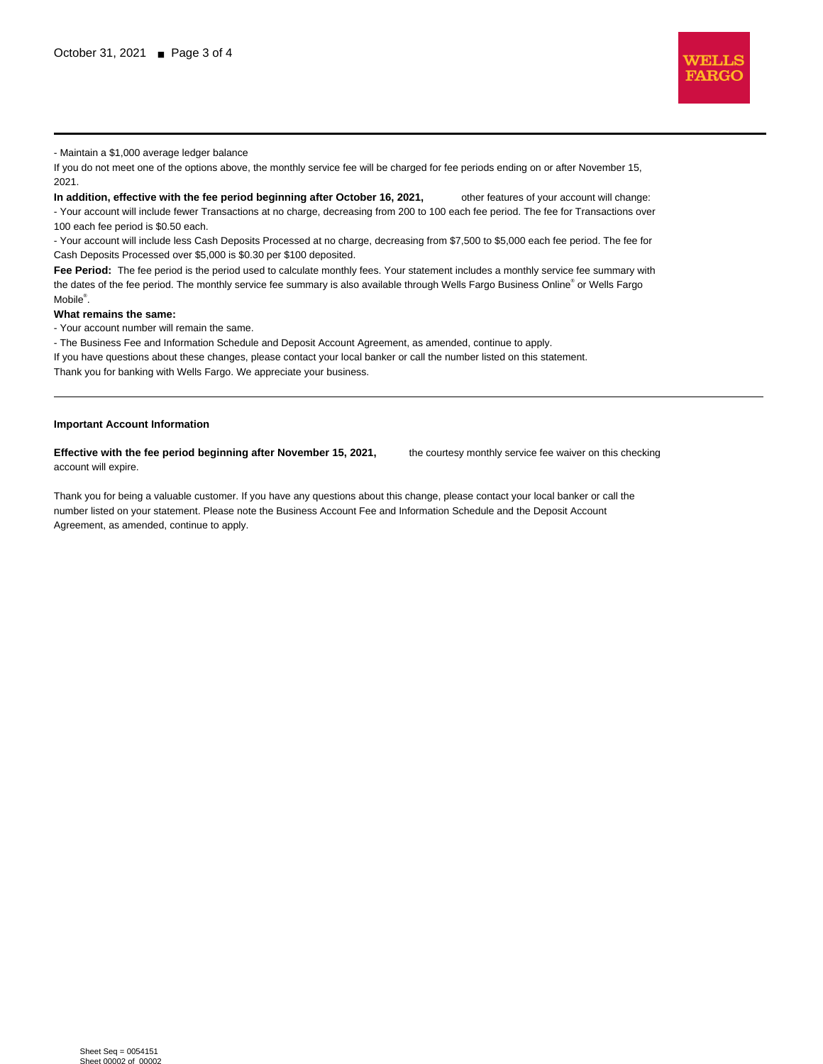- Maintain a $1,000 average ledger balance

If you do not meet one of the options above, the monthly service fee will be charged for fee periods ending on or after November 15, 2021.

**In addition, effective with the fee period beginning after October 16, 2021,** other features of your account will change:

- Your account will include fewer Transactions at no charge, decreasing from 200 to 100 each fee period. The fee for Transactions over 100 each fee period is $0.50 each.
- Your account will include less Cash Deposits Processed at no charge, decreasing from $7,500 to $5,000 each fee period. The fee for Cash Deposits Processed over $5,000 is $0.30 per $100 deposited.

**Fee Period:** The fee period is the period used to calculate monthly fees. Your statement includes a monthly service fee summary with the dates of the fee period. The monthly service fee summary is also available through Wells Fargo Business Online® or Wells Fargo Mobile®.

**What remains the same:**

- Your account number will remain the same.
- The Business Fee and Information Schedule and Deposit Account Agreement, as amended, continue to apply.

If you have questions about these changes, please contact your local banker or call the number listed on this statement.

Thank you for banking with Wells Fargo. We appreciate your business.

---

**Important Account Information**

**Effective with the fee period beginning after November 15, 2021,** the courtesy monthly service fee waiver on this checking account will expire.

Thank you for being a valuable customer. If you have any questions about this change, please contact your local banker or call the number listed on your statement. Please note the Business Account Fee and Information Schedule and the Deposit Account Agreement, as amended, continue to apply.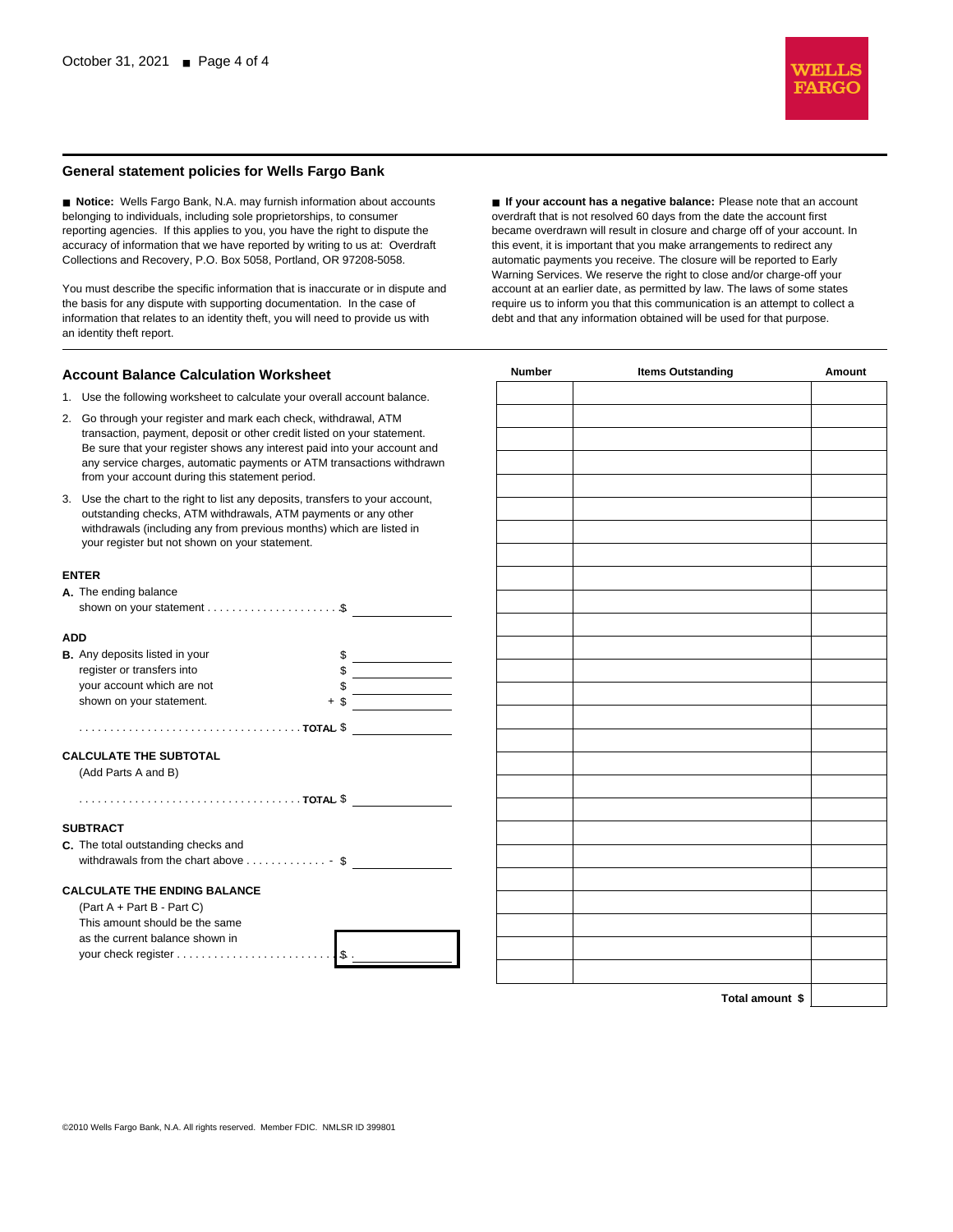## General statement policies for Wells Fargo Bank

■ **Notice:** Wells Fargo Bank, N.A. may furnish information about accounts belonging to individuals, including sole proprietorships, to consumer reporting agencies. If this applies to you, you have the right to dispute the accuracy of information that we have reported by writing to us at: Overdraft Collections and Recovery, P.O. Box 5058, Portland, OR 97208-5058.

You must describe the specific information that is inaccurate or in dispute and the basis for any dispute with supporting documentation. In the case of information that relates to an identity theft, you will need to provide us with an identity theft report.

■ **If your account has a negative balance:** Please note that an account overdraft that is not resolved 60 days from the date the account first became overdrawn will result in closure and charge off of your account. In this event, it is important that you make arrangements to redirect any automatic payments you receive. The closure will be reported to Early Warning Services. We reserve the right to close and/or charge-off your account at an earlier date, as permitted by law. The laws of some states require us to inform you that this communication is an attempt to collect a debt and that any information obtained will be used for that purpose.

### Account Balance Calculation Worksheet

1. Use the following worksheet to calculate your overall account balance.
2. Go through your register and mark each check, withdrawal, ATM transaction, payment, deposit or other credit listed on your statement. Be sure that your register shows any interest paid into your account and any service charges, automatic payments or ATM transactions withdrawn from your account during this statement period.
3. Use the chart to the right to list any deposits, transfers to your account, outstanding checks, ATM withdrawals, ATM payments or any other withdrawals (including any from previous months) which are listed in your register but not shown on your statement.

**ENTER**

**A.** The ending balance shown on your statement . . . . . . . . . . . . . . . . . . . . . $ \_\_\_\_\_\_\_\_\_\_

**ADD**

**B.** Any deposits listed in your register or transfers into your account which are not shown on your statement.

$ \_\_\_\_\_\_\_\_\_\_
$ \_\_\_\_\_\_\_\_\_\_
$ \_\_\_\_\_\_\_\_\_\_
\+ $ \_\_\_\_\_\_\_\_\_\_

. . . . . . . . . . . . . . . . . . . . . . . . . . . . . . . . . . . **TOTAL** $ \_\_\_\_\_\_\_\_\_\_

**CALCULATE THE SUBTOTAL**

(Add Parts A and B)

. . . . . . . . . . . . . . . . . . . . . . . . . . . . . . . . . . . **TOTAL** $ \_\_\_\_\_\_\_\_\_\_

**SUBTRACT**

**C.** The total outstanding checks and withdrawals from the chart above . . . . . . . . . . . . . - $ \_\_\_\_\_\_\_\_\_\_

**CALCULATE THE ENDING BALANCE**

(Part A + Part B - Part C)
This amount should be the same as the current balance shown in your check register . . . . . . . . . . . . . . . . . . . . . . . . . $ \_\_\_\_\_\_\_\_\_\_

| Number | Items Outstanding | Amount |
|---|---|---|
| | | |
| | | |
| | | |
| | | |
| | | |
| | | |
| | | |
| | | |
| | | |
| | | |
| | | |
| | | |
| | | |
| | | |
| | | |
| | | |
| | | |
| | | |
| | | |
| | | |
| | | |
| | | |
| | | |
| | | |
| | | |
| | | |
| | **Total amount $** | |

©2010 Wells Fargo Bank, N.A. All rights reserved. Member FDIC. NMLSR ID 399801